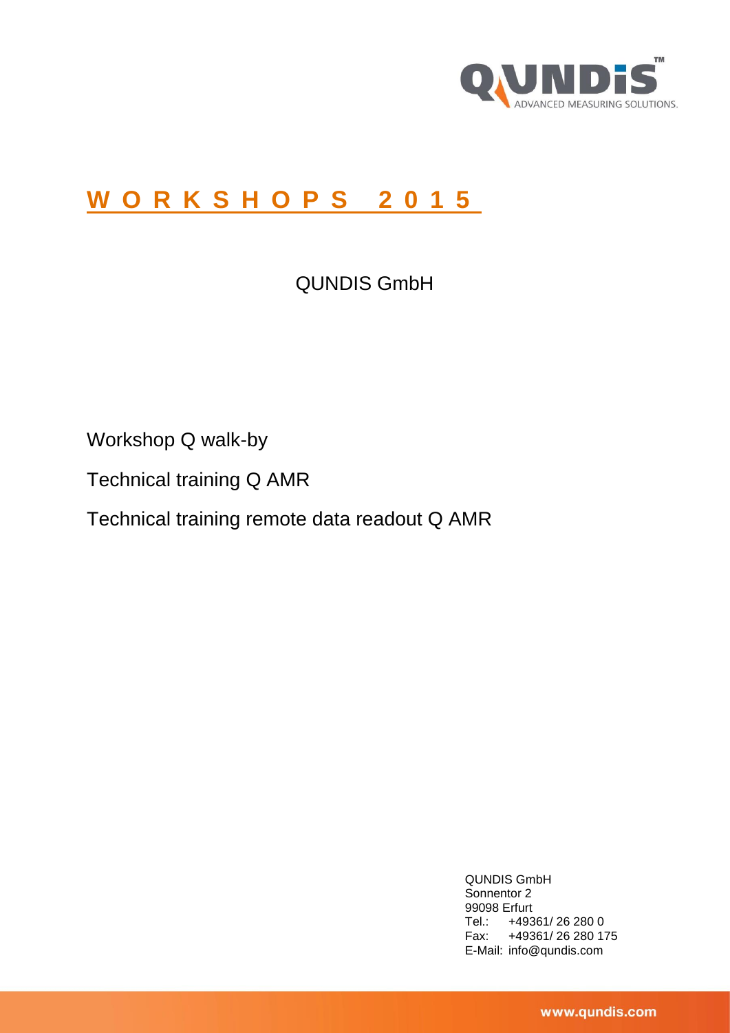# WORKSHOPS 2015

QUNDIS GmbH

Workshop Q walk-by

Technical training Q AMR

Technical training remote data readout Q AMR

QUNDIS GmbH
Sonnentor 2
99098 Erfurt
Tel.: +49361/ 26 280 0
Fax: +49361/ 26 280 175
E-Mail: info@qundis.com

www.qundis.com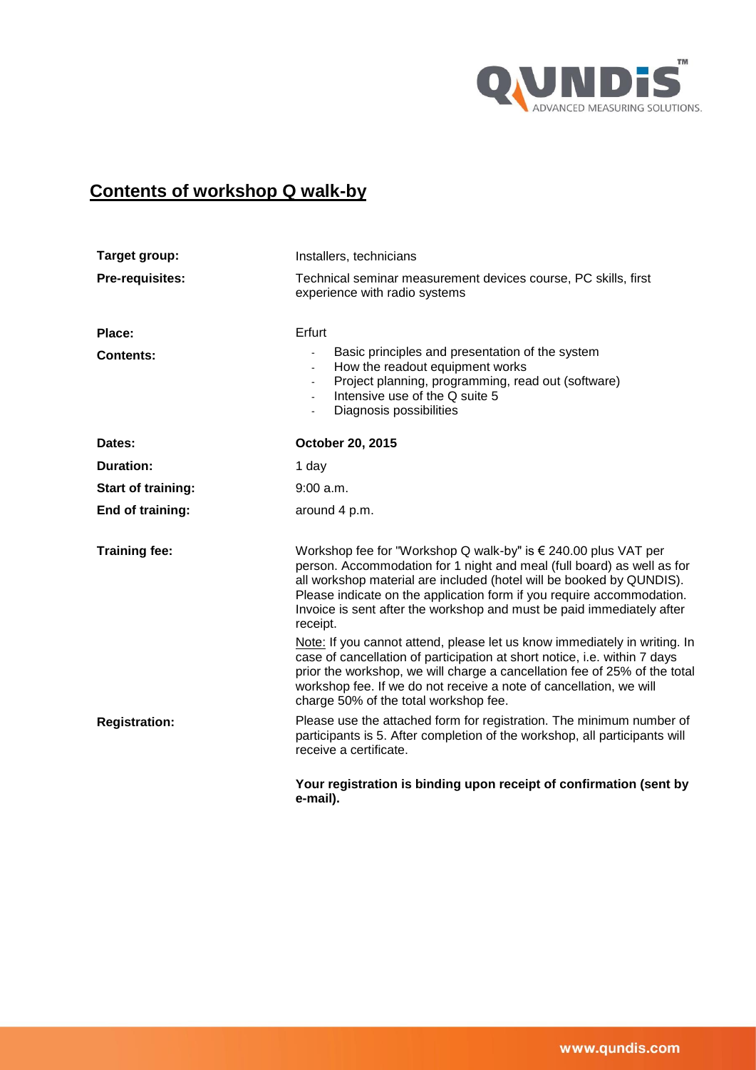# Contents of workshop Q walk-by

| | |
|---|---|
| **Target group:** | Installers, technicians |
| **Pre-requisites:** | Technical seminar measurement devices course, PC skills, first experience with radio systems |
| **Place:** | Erfurt |
| **Contents:** | - Basic principles and presentation of the system<br>- How the readout equipment works<br>- Project planning, programming, read out (software)<br>- Intensive use of the Q suite 5<br>- Diagnosis possibilities |
| **Dates:** | **October 20, 2015** |
| **Duration:** | 1 day |
| **Start of training:** | 9:00 a.m. |
| **End of training:** | around 4 p.m. |
| **Training fee:** | Workshop fee for "Workshop Q walk-by" is € 240.00 plus VAT per person. Accommodation for 1 night and meal (full board) as well as for all workshop material are included (hotel will be booked by QUNDIS). Please indicate on the application form if you require accommodation. Invoice is sent after the workshop and must be paid immediately after receipt.<br><br>Note: If you cannot attend, please let us know immediately in writing. In case of cancellation of participation at short notice, i.e. within 7 days prior the workshop, we will charge a cancellation fee of 25% of the total workshop fee. If we do not receive a note of cancellation, we will charge 50% of the total workshop fee. |
| **Registration:** | Please use the attached form for registration. The minimum number of participants is 5. After completion of the workshop, all participants will receive a certificate.<br><br>**Your registration is binding upon receipt of confirmation (sent by e-mail).** |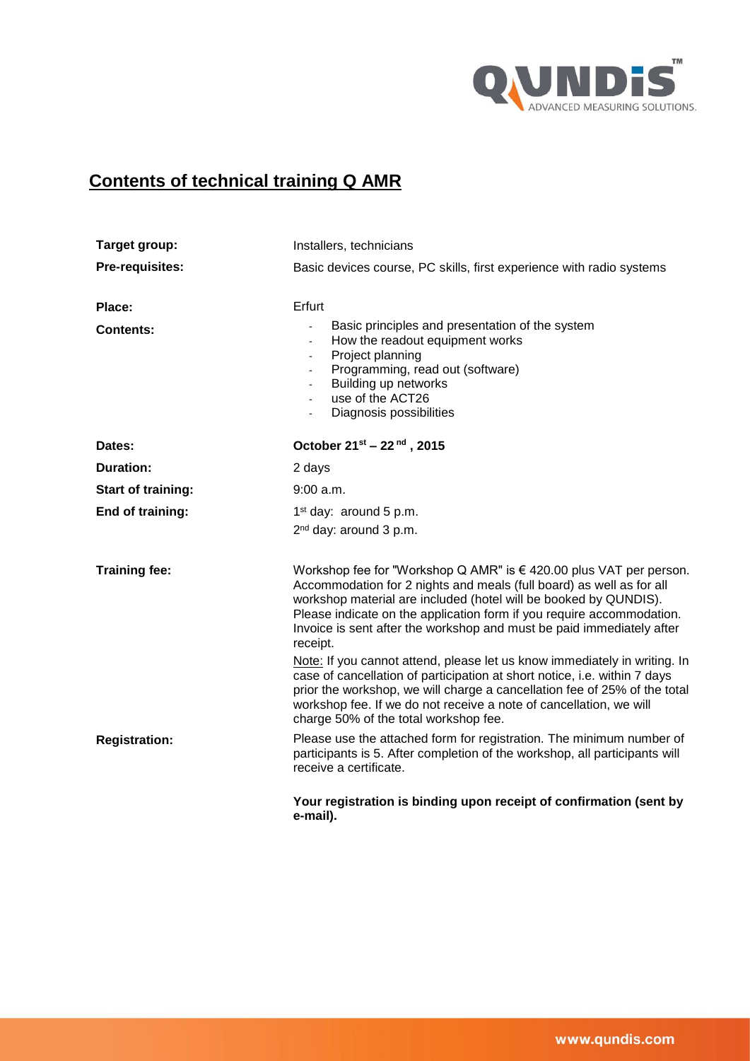## Contents of technical training Q AMR

| | |
|---|---|
| **Target group:** | Installers, technicians |
| **Pre-requisites:** | Basic devices course, PC skills, first experience with radio systems |
| **Place:** | Erfurt |
| **Contents:** | - Basic principles and presentation of the system<br>- How the readout equipment works<br>- Project planning<br>- Programming, read out (software)<br>- Building up networks<br>- use of the ACT26<br>- Diagnosis possibilities |
| **Dates:** | **October 21st – 22nd , 2015** |
| **Duration:** | 2 days |
| **Start of training:** | 9:00 a.m. |
| **End of training:** | 1st day: around 5 p.m.<br>2nd day: around 3 p.m. |
| **Training fee:** | Workshop fee for "Workshop Q AMR" is € 420.00 plus VAT per person. Accommodation for 2 nights and meals (full board) as well as for all workshop material are included (hotel will be booked by QUNDIS). Please indicate on the application form if you require accommodation. Invoice is sent after the workshop and must be paid immediately after receipt.<br><br>Note: If you cannot attend, please let us know immediately in writing. In case of cancellation of participation at short notice, i.e. within 7 days prior the workshop, we will charge a cancellation fee of 25% of the total workshop fee. If we do not receive a note of cancellation, we will charge 50% of the total workshop fee. |
| **Registration:** | Please use the attached form for registration. The minimum number of participants is 5. After completion of the workshop, all participants will receive a certificate.<br><br>**Your registration is binding upon receipt of confirmation (sent by e-mail).** |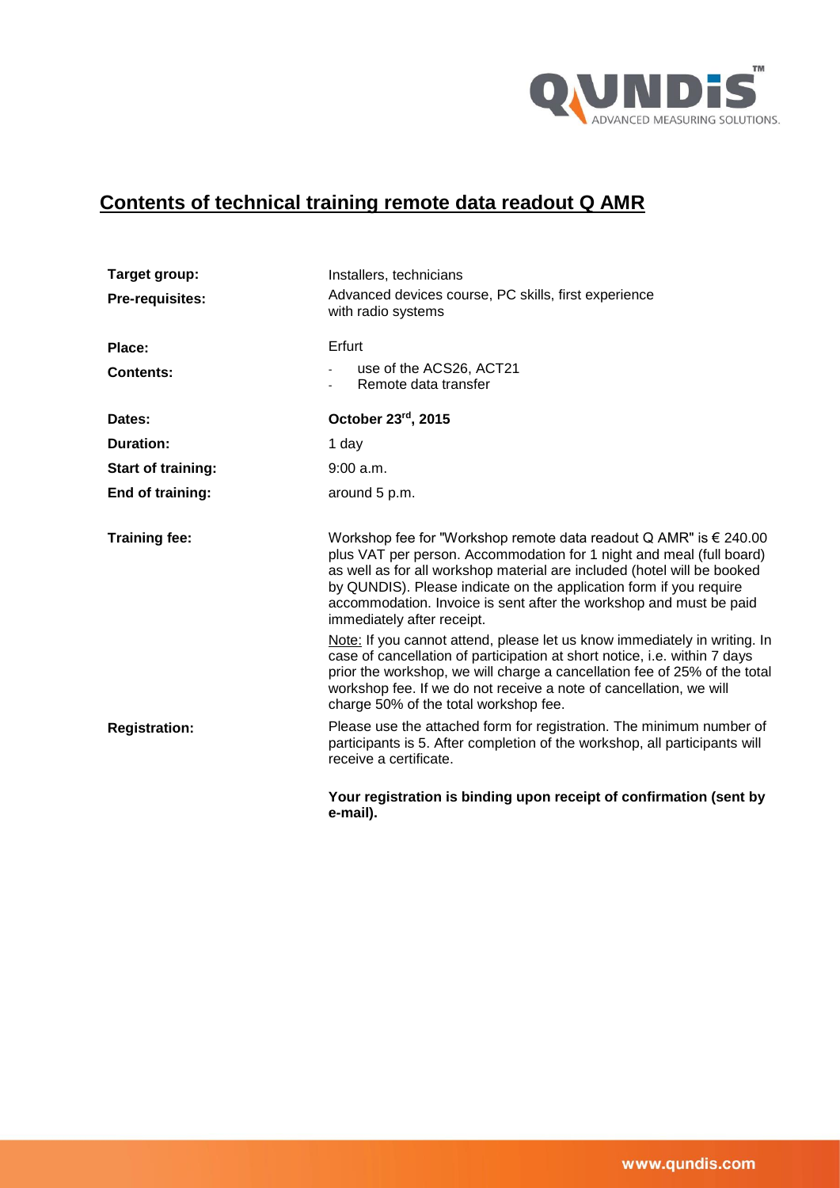## Contents of technical training remote data readout Q AMR

| | |
|---|---|
| **Target group:** | Installers, technicians |
| **Pre-requisites:** | Advanced devices course, PC skills, first experience with radio systems |
| **Place:** | Erfurt |
| **Contents:** | - use of the ACS26, ACT21<br>- Remote data transfer |
| **Dates:** | **October 23rd, 2015** |
| **Duration:** | 1 day |
| **Start of training:** | 9:00 a.m. |
| **End of training:** | around 5 p.m. |
| **Training fee:** | Workshop fee for "Workshop remote data readout Q AMR" is € 240.00 plus VAT per person. Accommodation for 1 night and meal (full board) as well as for all workshop material are included (hotel will be booked by QUNDIS). Please indicate on the application form if you require accommodation. Invoice is sent after the workshop and must be paid immediately after receipt.<br><br>Note: If you cannot attend, please let us know immediately in writing. In case of cancellation of participation at short notice, i.e. within 7 days prior the workshop, we will charge a cancellation fee of 25% of the total workshop fee. If we do not receive a note of cancellation, we will charge 50% of the total workshop fee. |
| **Registration:** | Please use the attached form for registration. The minimum number of participants is 5. After completion of the workshop, all participants will receive a certificate.<br><br>**Your registration is binding upon receipt of confirmation (sent by e-mail).** |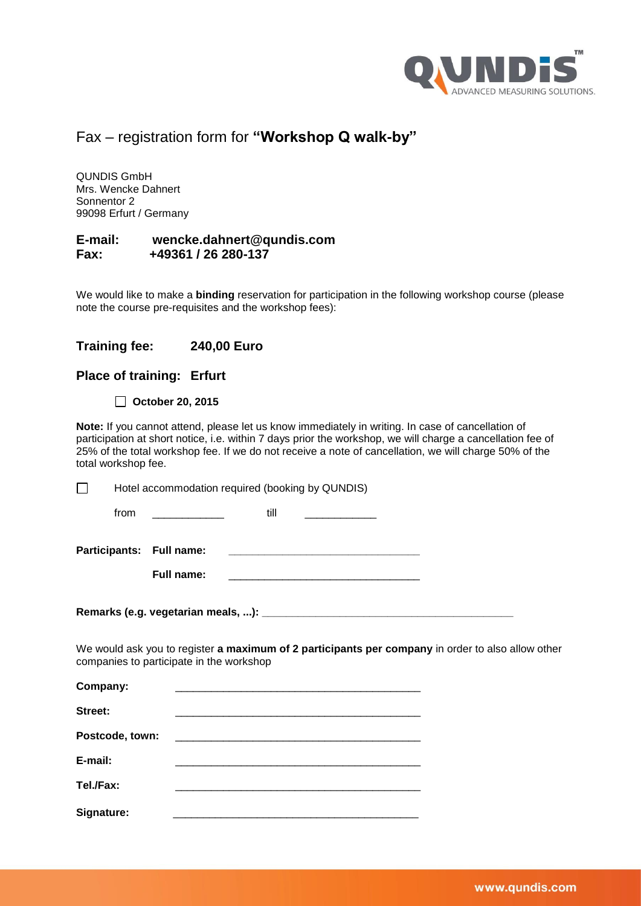# Fax – registration form for **"Workshop Q walk-by"**

QUNDIS GmbH
Mrs. Wencke Dahnert
Sonnentor 2
99098 Erfurt / Germany

**E-mail: wencke.dahnert@qundis.com**
**Fax: +49361 / 26 280-137**

We would like to make a **binding** reservation for participation in the following workshop course (please note the course pre-requisites and the workshop fees):

## Training fee: 240,00 Euro

## Place of training: Erfurt

☐ **October 20, 2015**

**Note:** If you cannot attend, please let us know immediately in writing. In case of cancellation of participation at short notice, i.e. within 7 days prior the workshop, we will charge a cancellation fee of 25% of the total workshop fee. If we do not receive a note of cancellation, we will charge 50% of the total workshop fee.

☐ Hotel accommodation required (booking by QUNDIS)

from ____________ till ____________

**Participants: Full name:** ________________________________

**Full name:** ________________________________

**Remarks (e.g. vegetarian meals, ...):** __________________________________________

We would ask you to register **a maximum of 2 participants per company** in order to also allow other companies to participate in the workshop

**Company:** __________________________________________

**Street:** __________________________________________

**Postcode, town:** __________________________________________

**E-mail:** __________________________________________

**Tel./Fax:** __________________________________________

**Signature:** __________________________________________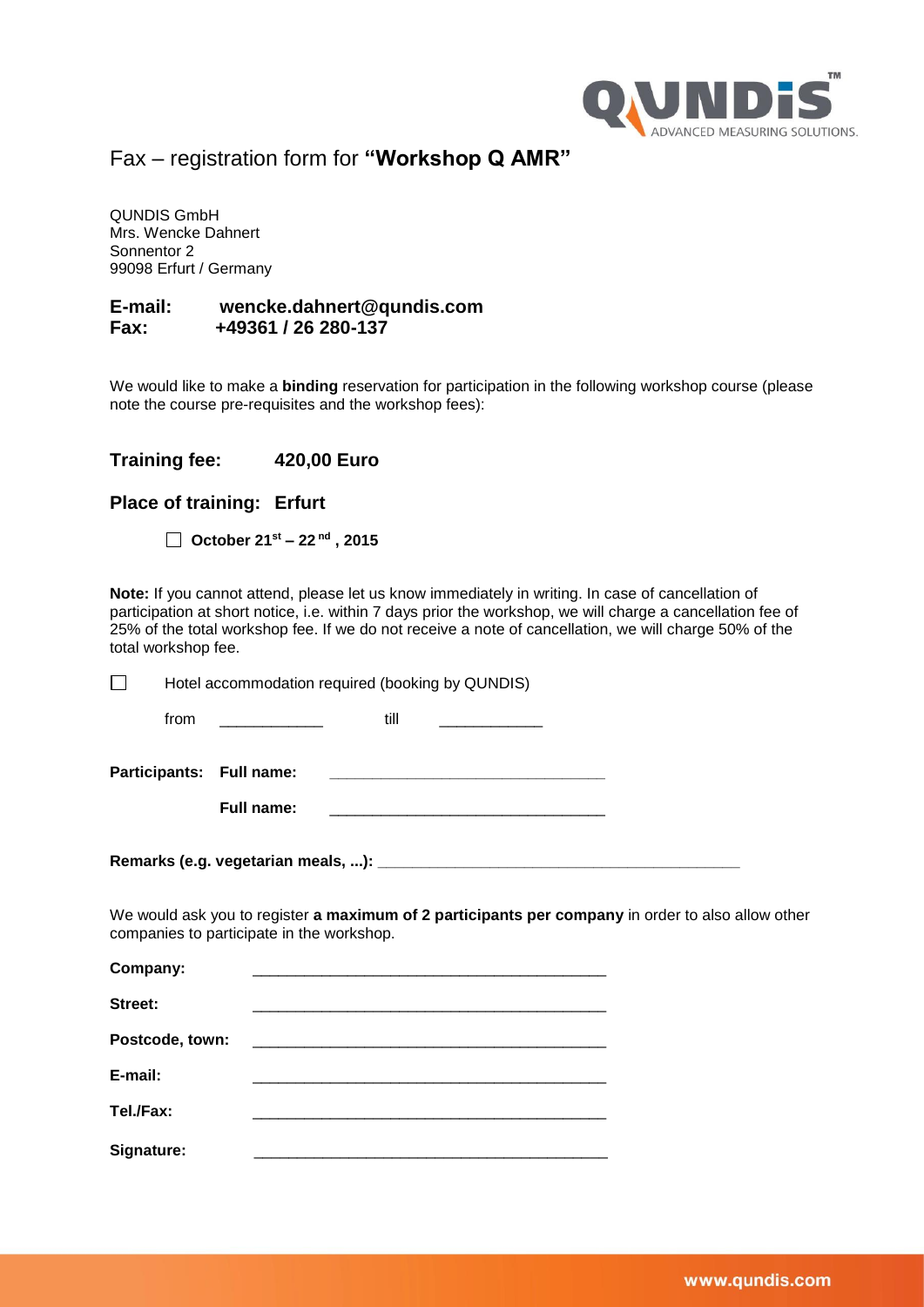# Fax – registration form for **"Workshop Q AMR"**

QUNDIS GmbH
Mrs. Wencke Dahnert
Sonnentor 2
99098 Erfurt / Germany

**E-mail:** **wencke.dahnert@qundis.com**
**Fax:** **+49361 / 26 280-137**

We would like to make a **binding** reservation for participation in the following workshop course (please note the course pre-requisites and the workshop fees):

## Training fee: 420,00 Euro

## Place of training: Erfurt

☐ **October 21st – 22nd, 2015**

**Note:** If you cannot attend, please let us know immediately in writing. In case of cancellation of participation at short notice, i.e. within 7 days prior the workshop, we will charge a cancellation fee of 25% of the total workshop fee. If we do not receive a note of cancellation, we will charge 50% of the total workshop fee.

☐ Hotel accommodation required (booking by QUNDIS)

from ____________ till ____________

**Participants:** **Full name:** ________________________________

**Full name:** ________________________________

**Remarks (e.g. vegetarian meals, ...):** ____________________________________________

We would ask you to register **a maximum of 2 participants per company** in order to also allow other companies to participate in the workshop.

**Company:** __________________________________________

**Street:** __________________________________________

**Postcode, town:** __________________________________________

**E-mail:** __________________________________________

**Tel./Fax:** __________________________________________

**Signature:** __________________________________________

www.qundis.com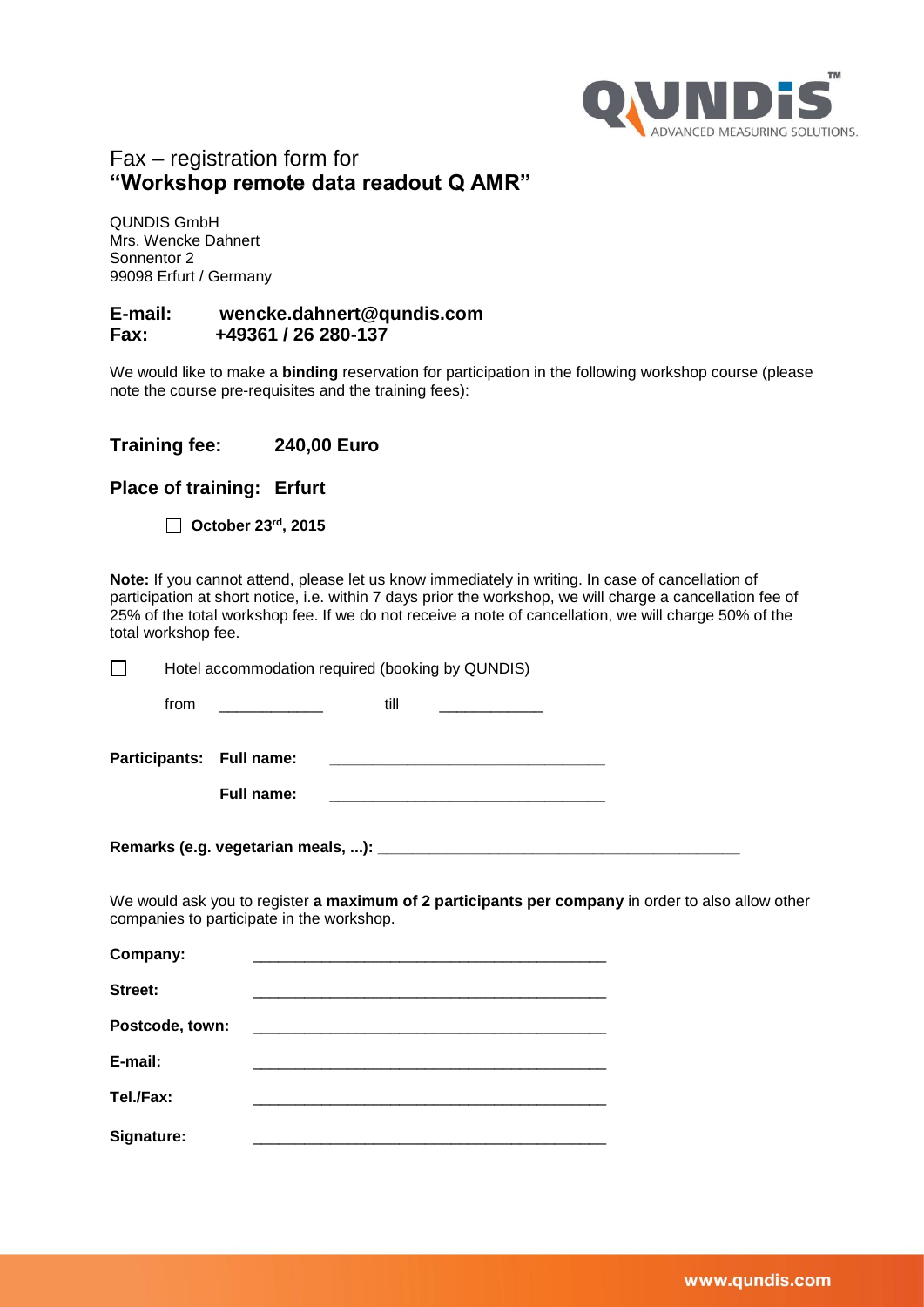Fax – registration form for

# "Workshop remote data readout Q AMR"

QUNDIS GmbH
Mrs. Wencke Dahnert
Sonnentor 2
99098 Erfurt / Germany

**E-mail: wencke.dahnert@qundis.com**
**Fax: +49361 / 26 280-137**

We would like to make a **binding** reservation for participation in the following workshop course (please note the course pre-requisites and the training fees):

## Training fee: 240,00 Euro

## Place of training: Erfurt

☐ **October 23rd, 2015**

**Note:** If you cannot attend, please let us know immediately in writing. In case of cancellation of participation at short notice, i.e. within 7 days prior the workshop, we will charge a cancellation fee of 25% of the total workshop fee. If we do not receive a note of cancellation, we will charge 50% of the total workshop fee.

☐ Hotel accommodation required (booking by QUNDIS)

from ____________ till ____________

**Participants: Full name:** ________________________________

**Full name:** ________________________________

**Remarks (e.g. vegetarian meals, ...):** ________________________________________

We would ask you to register **a maximum of 2 participants per company** in order to also allow other companies to participate in the workshop.

**Company:** ________________________________________

**Street:** ________________________________________

**Postcode, town:** ________________________________________

**E-mail:** ________________________________________

**Tel./Fax:** ________________________________________

**Signature:** ________________________________________

www.qundis.com